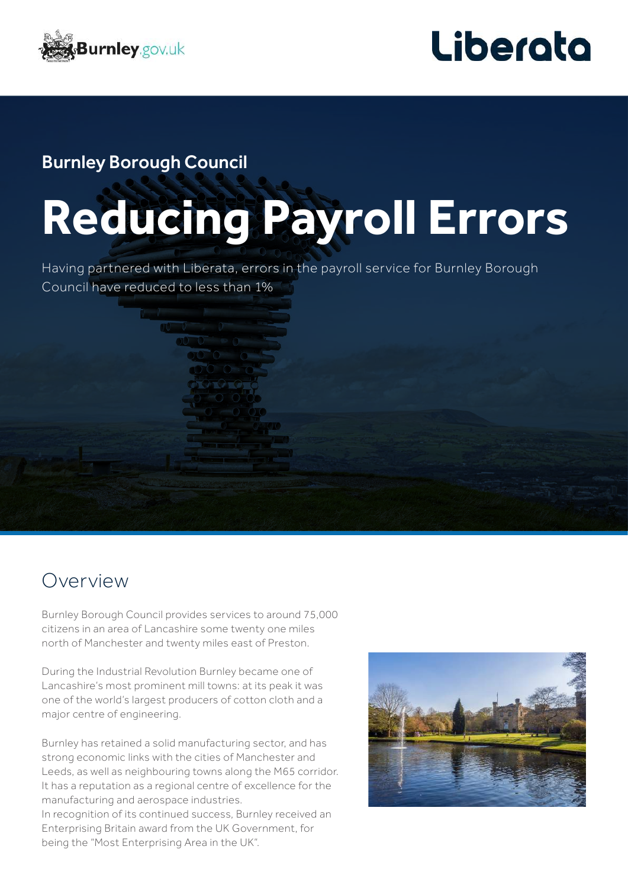Burnley Borough Council

# Reducing Payroll Errors

Having partnered with Liberata, errors in the payroll service for Burnley Borough Council have reduced to less than 1%

## Overview

Burnley Borough Council provides services to around 75,000 citizens in an area of Lancashire some twenty one miles north of Manchester and twenty miles east of Preston.

During the Industrial Revolution Burnley became one of Lancashire's most prominent mill towns: at its peak it was one of the world's largest producers of cotton cloth and a major centre of engineering.

Burnley has retained a solid manufacturing sector, and has strong economic links with the cities of Manchester and Leeds, as well as neighbouring towns along the M65 corridor. It has a reputation as a regional centre of excellence for the manufacturing and aerospace industries.
In recognition of its continued success, Burnley received an Enterprising Britain award from the UK Government, for being the "Most Enterprising Area in the UK".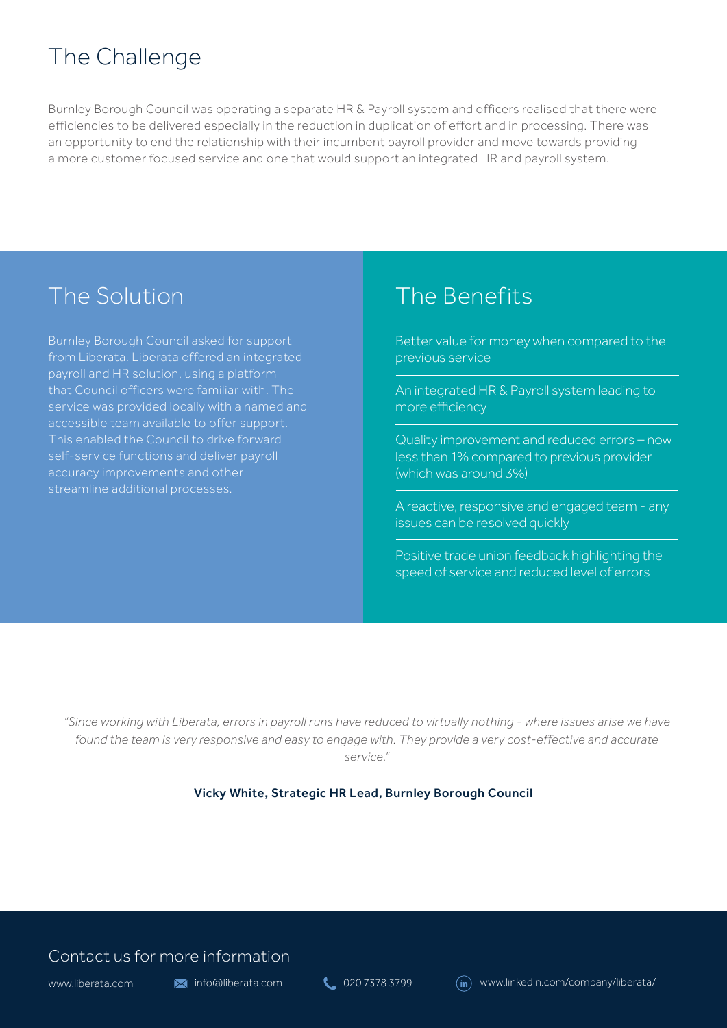## The Challenge

Burnley Borough Council was operating a separate HR & Payroll system and officers realised that there were efficiencies to be delivered especially in the reduction in duplication of effort and in processing. There was an opportunity to end the relationship with their incumbent payroll provider and move towards providing a more customer focused service and one that would support an integrated HR and payroll system.

## The Solution

Burnley Borough Council asked for support from Liberata. Liberata offered an integrated payroll and HR solution, using a platform that Council officers were familiar with. The service was provided locally with a named and accessible team available to offer support. This enabled the Council to drive forward self-service functions and deliver payroll accuracy improvements and other streamline additional processes.

## The Benefits

- Better value for money when compared to the previous service
- An integrated HR & Payroll system leading to more efficiency
- Quality improvement and reduced errors – now less than 1% compared to previous provider (which was around 3%)
- A reactive, responsive and engaged team - any issues can be resolved quickly
- Positive trade union feedback highlighting the speed of service and reduced level of errors

*"Since working with Liberata, errors in payroll runs have reduced to virtually nothing - where issues arise we have found the team is very responsive and easy to engage with. They provide a very cost-effective and accurate service."*

**Vicky White, Strategic HR Lead, Burnley Borough Council**

### Contact us for more information

www.liberata.com info@liberata.com 020 7378 3799 www.linkedin.com/company/liberata/